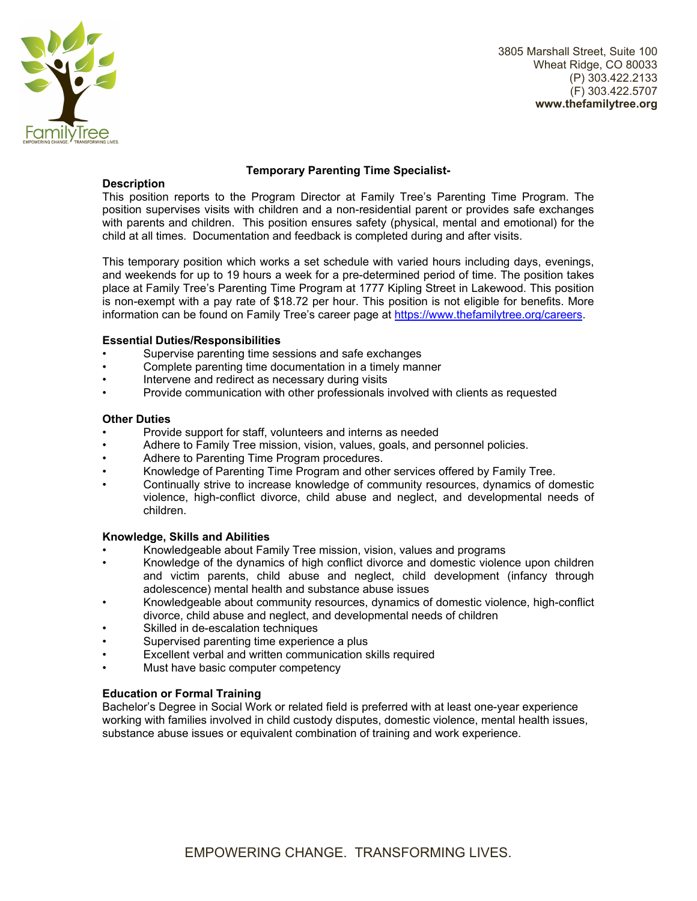FamilyTree
EMPOWERING CHANGE. TRANSFORMING LIVES.

3805 Marshall Street, Suite 100
Wheat Ridge, CO 80033
(P) 303.422.2133
(F) 303.422.5707
**www.thefamilytree.org**

## Temporary Parenting Time Specialist-

### Description

This position reports to the Program Director at Family Tree's Parenting Time Program. The position supervises visits with children and a non-residential parent or provides safe exchanges with parents and children. This position ensures safety (physical, mental and emotional) for the child at all times. Documentation and feedback is completed during and after visits.

This temporary position which works a set schedule with varied hours including days, evenings, and weekends for up to 19 hours a week for a pre-determined period of time. The position takes place at Family Tree's Parenting Time Program at 1777 Kipling Street in Lakewood. This position is non-exempt with a pay rate of $18.72 per hour. This position is not eligible for benefits. More information can be found on Family Tree's career page at https://www.thefamilytree.org/careers.

### Essential Duties/Responsibilities

- Supervise parenting time sessions and safe exchanges
- Complete parenting time documentation in a timely manner
- Intervene and redirect as necessary during visits
- Provide communication with other professionals involved with clients as requested

### Other Duties

- Provide support for staff, volunteers and interns as needed
- Adhere to Family Tree mission, vision, values, goals, and personnel policies.
- Adhere to Parenting Time Program procedures.
- Knowledge of Parenting Time Program and other services offered by Family Tree.
- Continually strive to increase knowledge of community resources, dynamics of domestic violence, high-conflict divorce, child abuse and neglect, and developmental needs of children.

### Knowledge, Skills and Abilities

- Knowledgeable about Family Tree mission, vision, values and programs
- Knowledge of the dynamics of high conflict divorce and domestic violence upon children and victim parents, child abuse and neglect, child development (infancy through adolescence) mental health and substance abuse issues
- Knowledgeable about community resources, dynamics of domestic violence, high-conflict divorce, child abuse and neglect, and developmental needs of children
- Skilled in de-escalation techniques
- Supervised parenting time experience a plus
- Excellent verbal and written communication skills required
- Must have basic computer competency

### Education or Formal Training

Bachelor's Degree in Social Work or related field is preferred with at least one-year experience working with families involved in child custody disputes, domestic violence, mental health issues, substance abuse issues or equivalent combination of training and work experience.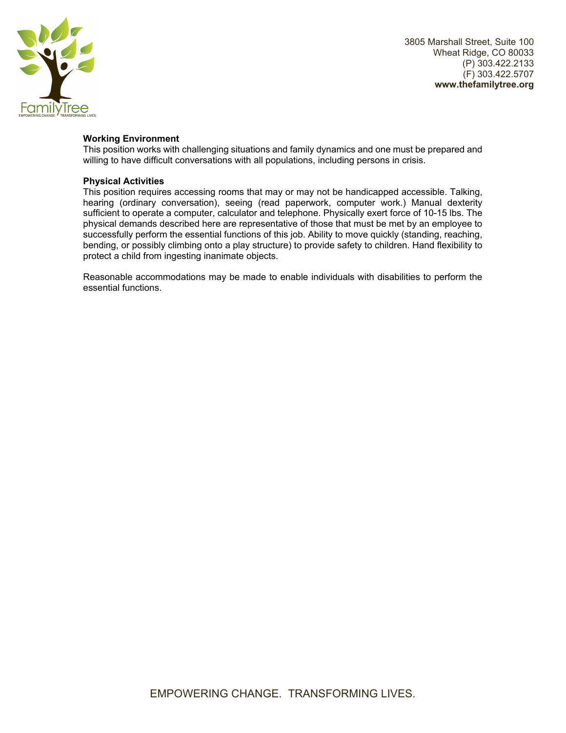3805 Marshall Street, Suite 100
Wheat Ridge, CO 80033
(P) 303.422.2133
(F) 303.422.5707
**www.thefamilytree.org**

**Working Environment**
This position works with challenging situations and family dynamics and one must be prepared and willing to have difficult conversations with all populations, including persons in crisis.

**Physical Activities**
This position requires accessing rooms that may or may not be handicapped accessible. Talking, hearing (ordinary conversation), seeing (read paperwork, computer work.) Manual dexterity sufficient to operate a computer, calculator and telephone. Physically exert force of 10-15 lbs. The physical demands described here are representative of those that must be met by an employee to successfully perform the essential functions of this job. Ability to move quickly (standing, reaching, bending, or possibly climbing onto a play structure) to provide safety to children. Hand flexibility to protect a child from ingesting inanimate objects.

Reasonable accommodations may be made to enable individuals with disabilities to perform the essential functions.

EMPOWERING CHANGE. TRANSFORMING LIVES.